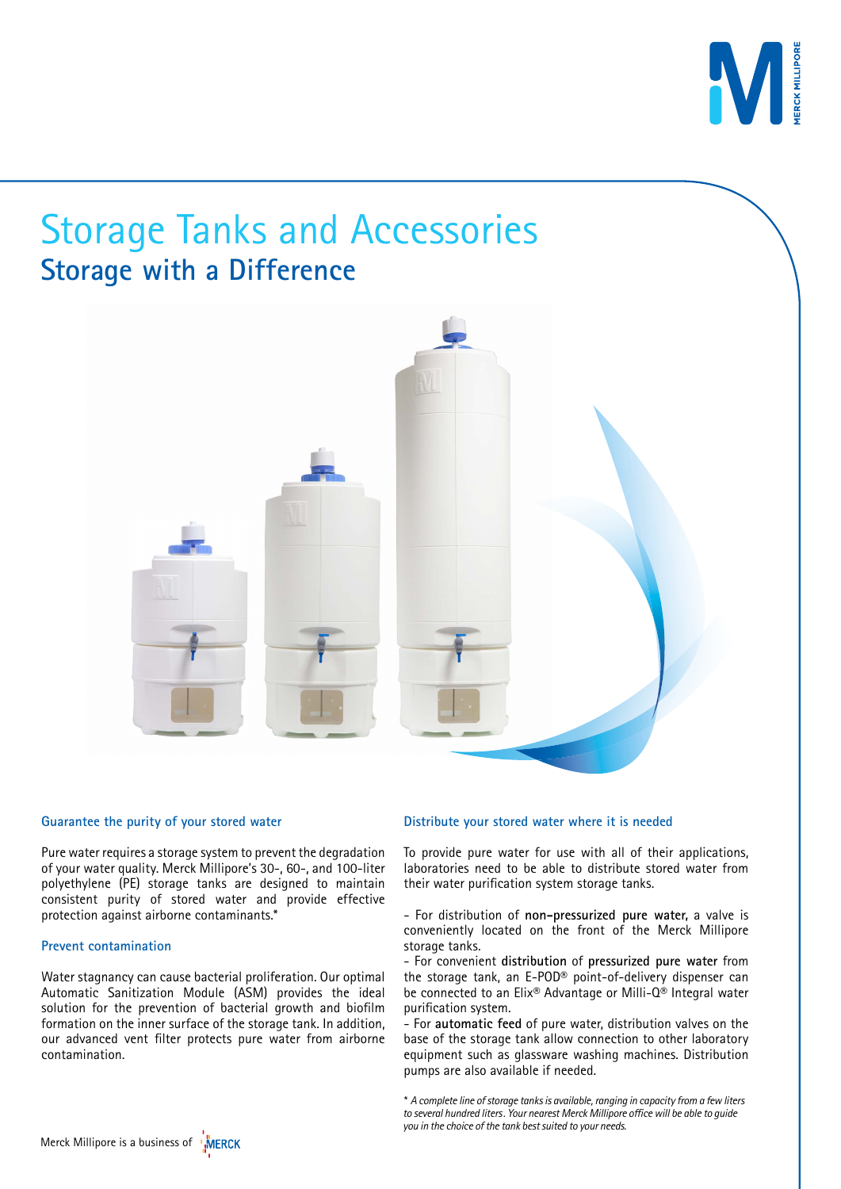# Storage Tanks and Accessories

## Storage with a Difference

### Guarantee the purity of your stored water

Pure water requires a storage system to prevent the degradation of your water quality. Merck Millipore's 30-, 60-, and 100-liter polyethylene (PE) storage tanks are designed to maintain consistent purity of stored water and provide effective protection against airborne contaminants.*

### Prevent contamination

Water stagnancy can cause bacterial proliferation. Our optimal Automatic Sanitization Module (ASM) provides the ideal solution for the prevention of bacterial growth and biofilm formation on the inner surface of the storage tank. In addition, our advanced vent filter protects pure water from airborne contamination.

### Distribute your stored water where it is needed

To provide pure water for use with all of their applications, laboratories need to be able to distribute stored water from their water purification system storage tanks.

- For distribution of **non-pressurized pure water,** a valve is conveniently located on the front of the Merck Millipore storage tanks.
- For convenient **distribution** of **pressurized pure water** from the storage tank, an E-POD® point-of-delivery dispenser can be connected to an Elix® Advantage or Milli-Q® Integral water purification system.
- For **automatic feed** of pure water, distribution valves on the base of the storage tank allow connection to other laboratory equipment such as glassware washing machines. Distribution pumps are also available if needed.

* *A complete line of storage tanks is available, ranging in capacity from a few liters to several hundred liters. Your nearest Merck Millipore office will be able to guide you in the choice of the tank best suited to your needs.*

Merck Millipore is a business of MERCK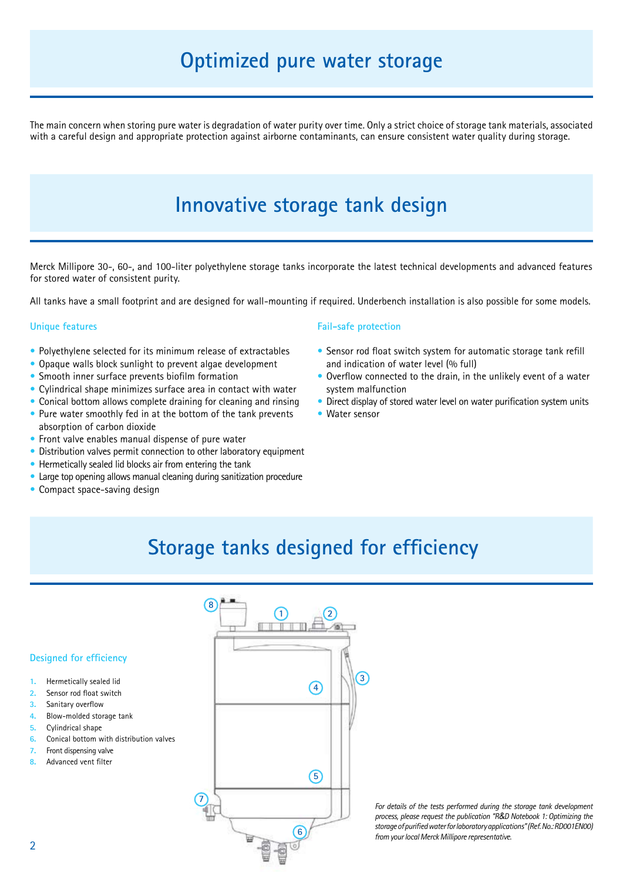# Optimized pure water storage

The main concern when storing pure water is degradation of water purity over time. Only a strict choice of storage tank materials, associated with a careful design and appropriate protection against airborne contaminants, can ensure consistent water quality during storage.

# Innovative storage tank design

Merck Millipore 30-, 60-, and 100-liter polyethylene storage tanks incorporate the latest technical developments and advanced features for stored water of consistent purity.

All tanks have a small footprint and are designed for wall-mounting if required. Underbench installation is also possible for some models.

### Unique features

- Polyethylene selected for its minimum release of extractables
- Opaque walls block sunlight to prevent algae development
- Smooth inner surface prevents biofilm formation
- Cylindrical shape minimizes surface area in contact with water
- Conical bottom allows complete draining for cleaning and rinsing
- Pure water smoothly fed in at the bottom of the tank prevents absorption of carbon dioxide
- Front valve enables manual dispense of pure water
- Distribution valves permit connection to other laboratory equipment
- Hermetically sealed lid blocks air from entering the tank
- Large top opening allows manual cleaning during sanitization procedure
- Compact space-saving design

### Fail-safe protection

- Sensor rod float switch system for automatic storage tank refill and indication of water level (% full)
- Overflow connected to the drain, in the unlikely event of a water system malfunction
- Direct display of stored water level on water purification system units
- Water sensor

# Storage tanks designed for efficiency

### Designed for efficiency

1. Hermetically sealed lid
2. Sensor rod float switch
3. Sanitary overflow
4. Blow-molded storage tank
5. Cylindrical shape
6. Conical bottom with distribution valves
7. Front dispensing valve
8. Advanced vent filter

*For details of the tests performed during the storage tank development process, please request the publication "R&D Notebook 1: Optimizing the storage of purified water for laboratory applications" (Ref. No.: RD001EN00) from your local Merck Millipore representative.*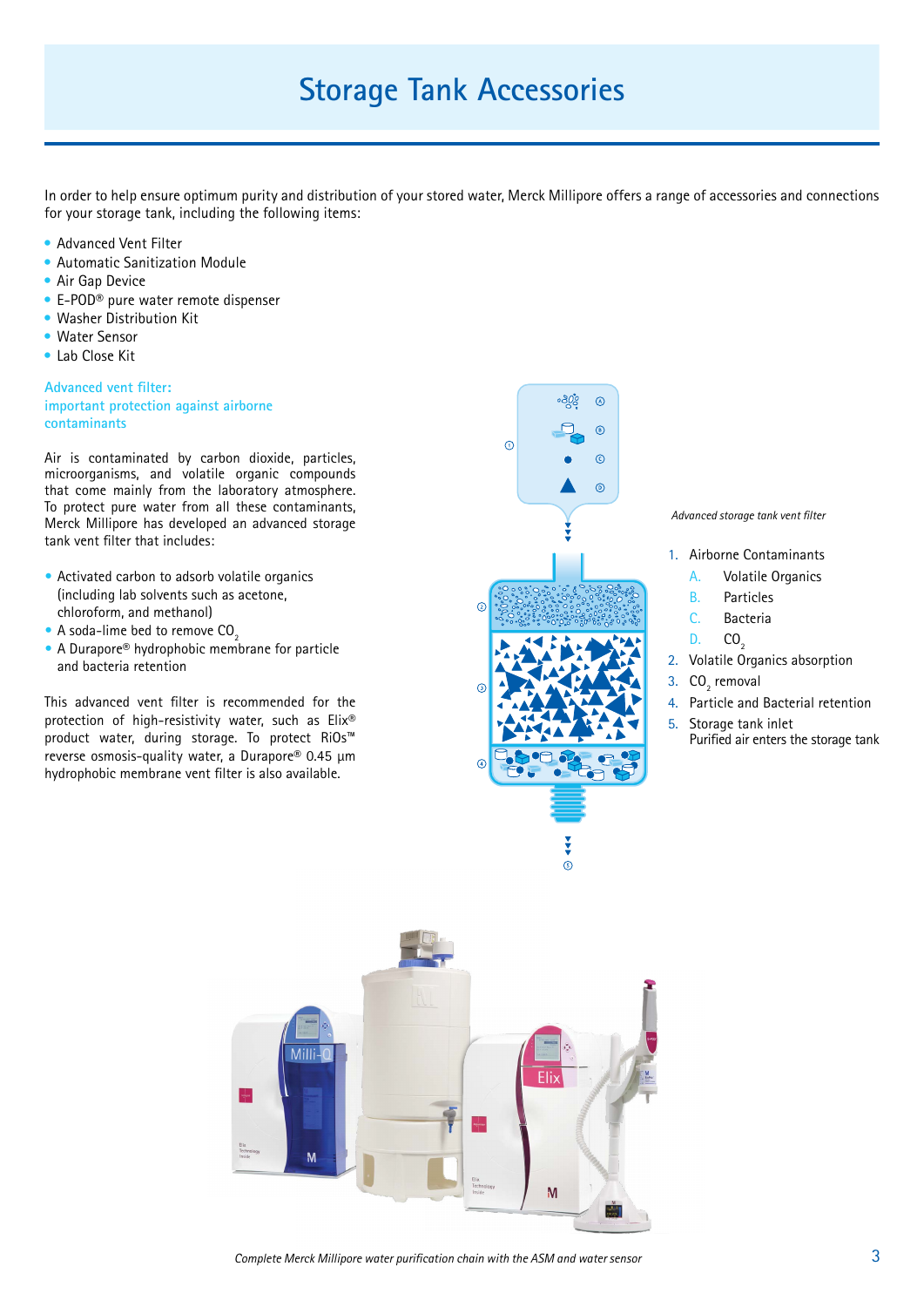# Storage Tank Accessories

In order to help ensure optimum purity and distribution of your stored water, Merck Millipore offers a range of accessories and connections for your storage tank, including the following items:

- Advanced Vent Filter
- Automatic Sanitization Module
- Air Gap Device
- E-POD® pure water remote dispenser
- Washer Distribution Kit
- Water Sensor
- Lab Close Kit

## Advanced vent filter: important protection against airborne contaminants

Air is contaminated by carbon dioxide, particles, microorganisms, and volatile organic compounds that come mainly from the laboratory atmosphere. To protect pure water from all these contaminants, Merck Millipore has developed an advanced storage tank vent filter that includes:

- Activated carbon to adsorb volatile organics (including lab solvents such as acetone, chloroform, and methanol)
- A soda-lime bed to remove $CO_2$
- A Durapore® hydrophobic membrane for particle and bacteria retention

This advanced vent filter is recommended for the protection of high-resistivity water, such as Elix® product water, during storage. To protect RiOs™ reverse osmosis-quality water, a Durapore® 0.45 µm hydrophobic membrane vent filter is also available.

*Advanced storage tank vent filter*

1. Airborne Contaminants
   - A. Volatile Organics
   - B. Particles
   - C. Bacteria
   - D. $CO_2$
2. Volatile Organics absorption
3. $CO_2$ removal
4. Particle and Bacterial retention
5. Storage tank inlet
   Purified air enters the storage tank

*Complete Merck Millipore water purification chain with the ASM and water sensor*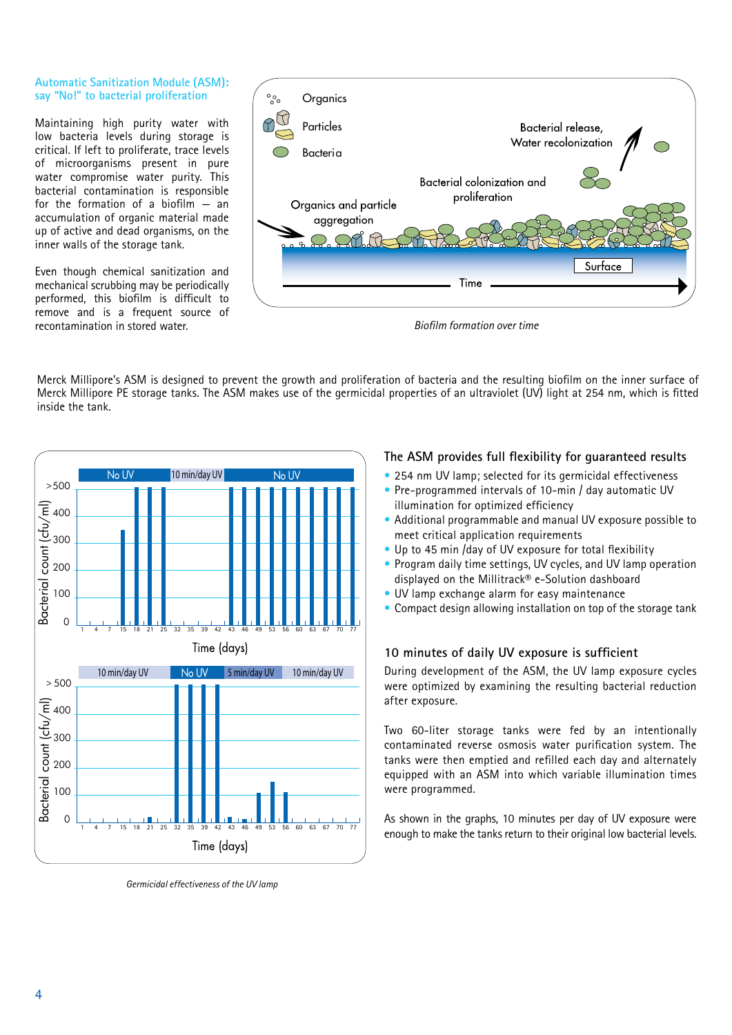## Automatic Sanitization Module (ASM): say "No!" to bacterial proliferation

Maintaining high purity water with low bacteria levels during storage is critical. If left to proliferate, trace levels of microorganisms present in pure water compromise water purity. This bacterial contamination is responsible for the formation of a biofilm — an accumulation of organic material made up of active and dead organisms, on the inner walls of the storage tank.

Even though chemical sanitization and mechanical scrubbing may be periodically performed, this biofilm is difficult to remove and is a frequent source of recontamination in stored water.

*Biofilm formation over time*

Merck Millipore's ASM is designed to prevent the growth and proliferation of bacteria and the resulting biofilm on the inner surface of Merck Millipore PE storage tanks. The ASM makes use of the germicidal properties of an ultraviolet (UV) light at 254 nm, which is fitted inside the tank.

*Germicidal effectiveness of the UV lamp*

### The ASM provides full flexibility for guaranteed results

- 254 nm UV lamp; selected for its germicidal effectiveness
- Pre-programmed intervals of 10-min / day automatic UV illumination for optimized efficiency
- Additional programmable and manual UV exposure possible to meet critical application requirements
- Up to 45 min /day of UV exposure for total flexibility
- Program daily time settings, UV cycles, and UV lamp operation displayed on the Millitrack® e-Solution dashboard
- UV lamp exchange alarm for easy maintenance
- Compact design allowing installation on top of the storage tank

### 10 minutes of daily UV exposure is sufficient

During development of the ASM, the UV lamp exposure cycles were optimized by examining the resulting bacterial reduction after exposure.

Two 60-liter storage tanks were fed by an intentionally contaminated reverse osmosis water purification system. The tanks were then emptied and refilled each day and alternately equipped with an ASM into which variable illumination times were programmed.

As shown in the graphs, 10 minutes per day of UV exposure were enough to make the tanks return to their original low bacterial levels.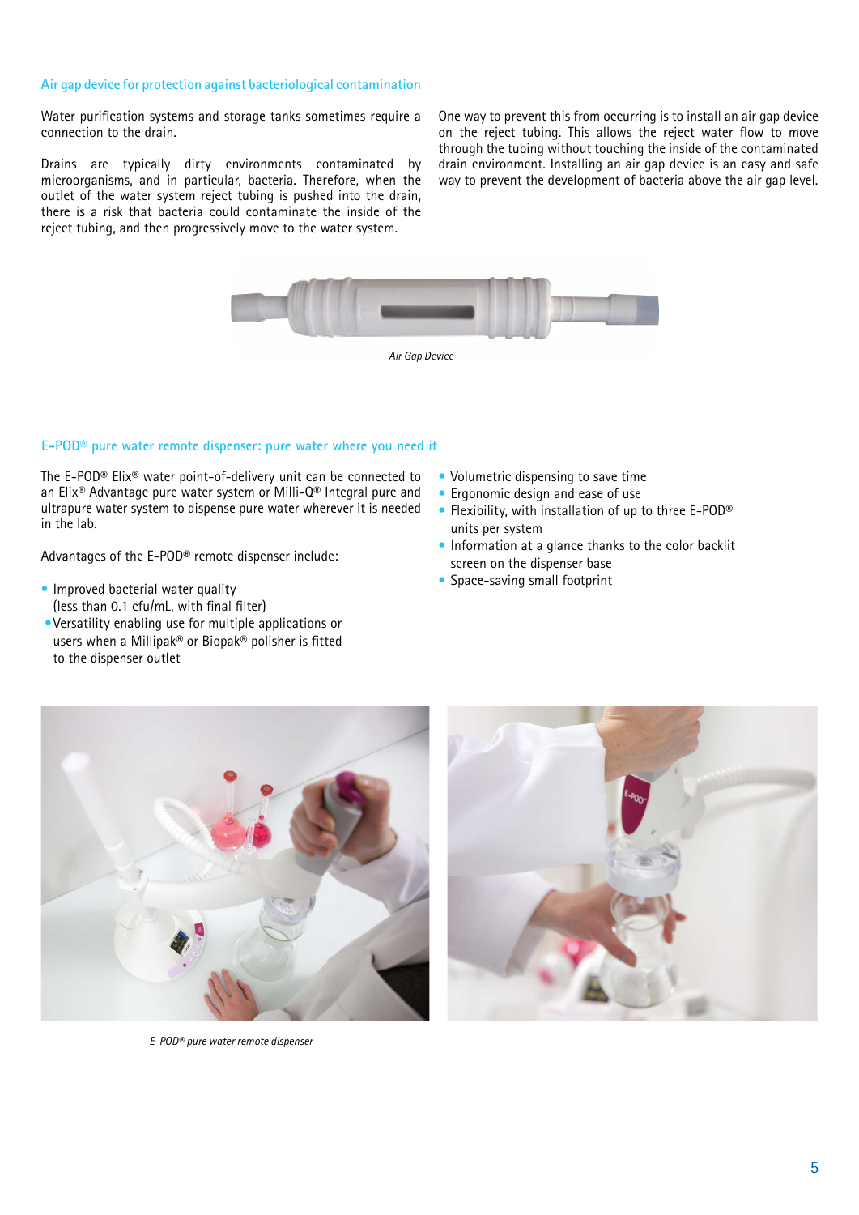## Air gap device for protection against bacteriological contamination

Water purification systems and storage tanks sometimes require a connection to the drain.

Drains are typically dirty environments contaminated by microorganisms, and in particular, bacteria. Therefore, when the outlet of the water system reject tubing is pushed into the drain, there is a risk that bacteria could contaminate the inside of the reject tubing, and then progressively move to the water system.

One way to prevent this from occurring is to install an air gap device on the reject tubing. This allows the reject water flow to move through the tubing without touching the inside of the contaminated drain environment. Installing an air gap device is an easy and safe way to prevent the development of bacteria above the air gap level.

*Air Gap Device*

## E-POD® pure water remote dispenser: pure water where you need it

The E-POD® Elix® water point-of-delivery unit can be connected to an Elix® Advantage pure water system or Milli-Q® Integral pure and ultrapure water system to dispense pure water wherever it is needed in the lab.

Advantages of the E-POD® remote dispenser include:

- Improved bacterial water quality (less than 0.1 cfu/mL, with final filter)
- Versatility enabling use for multiple applications or users when a Millipak® or Biopak® polisher is fitted to the dispenser outlet
- Volumetric dispensing to save time
- Ergonomic design and ease of use
- Flexibility, with installation of up to three E-POD® units per system
- Information at a glance thanks to the color backlit screen on the dispenser base
- Space-saving small footprint

*E-POD® pure water remote dispenser*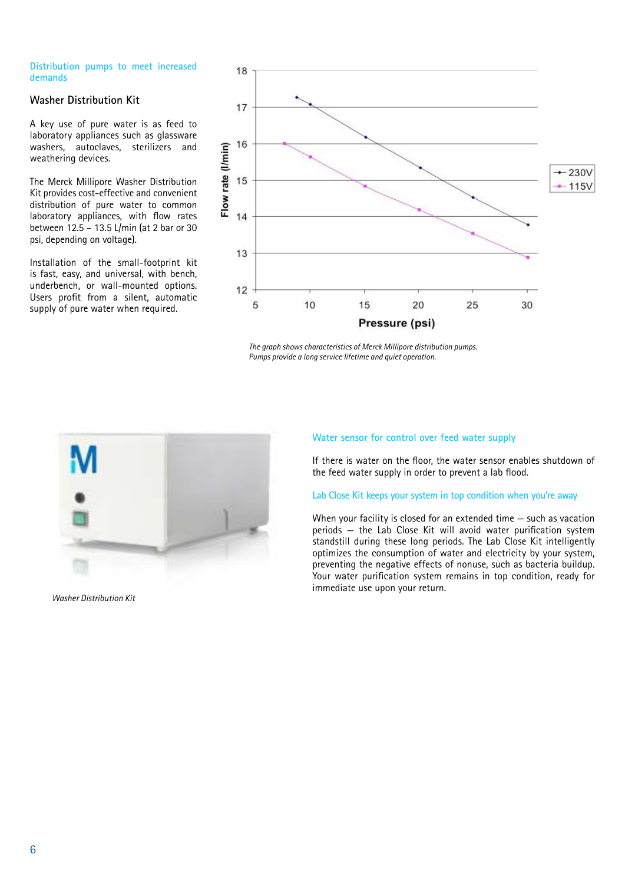## Distribution pumps to meet increased demands

### Washer Distribution Kit

A key use of pure water is as feed to laboratory appliances such as glassware washers, autoclaves, sterilizers and weathering devices.

The Merck Millipore Washer Distribution Kit provides cost-effective and convenient distribution of pure water to common laboratory appliances, with flow rates between 12.5 – 13.5 L/min (at 2 bar or 30 psi, depending on voltage).

Installation of the small-footprint kit is fast, easy, and universal, with bench, underbench, or wall-mounted options. Users profit from a silent, automatic supply of pure water when required.

*The graph shows characteristics of Merck Millipore distribution pumps. Pumps provide a long service lifetime and quiet operation.*

*Washer Distribution Kit*

## Water sensor for control over feed water supply

If there is water on the floor, the water sensor enables shutdown of the feed water supply in order to prevent a lab flood.

## Lab Close Kit keeps your system in top condition when you're away

When your facility is closed for an extended time — such as vacation periods — the Lab Close Kit will avoid water purification system standstill during these long periods. The Lab Close Kit intelligently optimizes the consumption of water and electricity by your system, preventing the negative effects of nonuse, such as bacteria buildup. Your water purification system remains in top condition, ready for immediate use upon your return.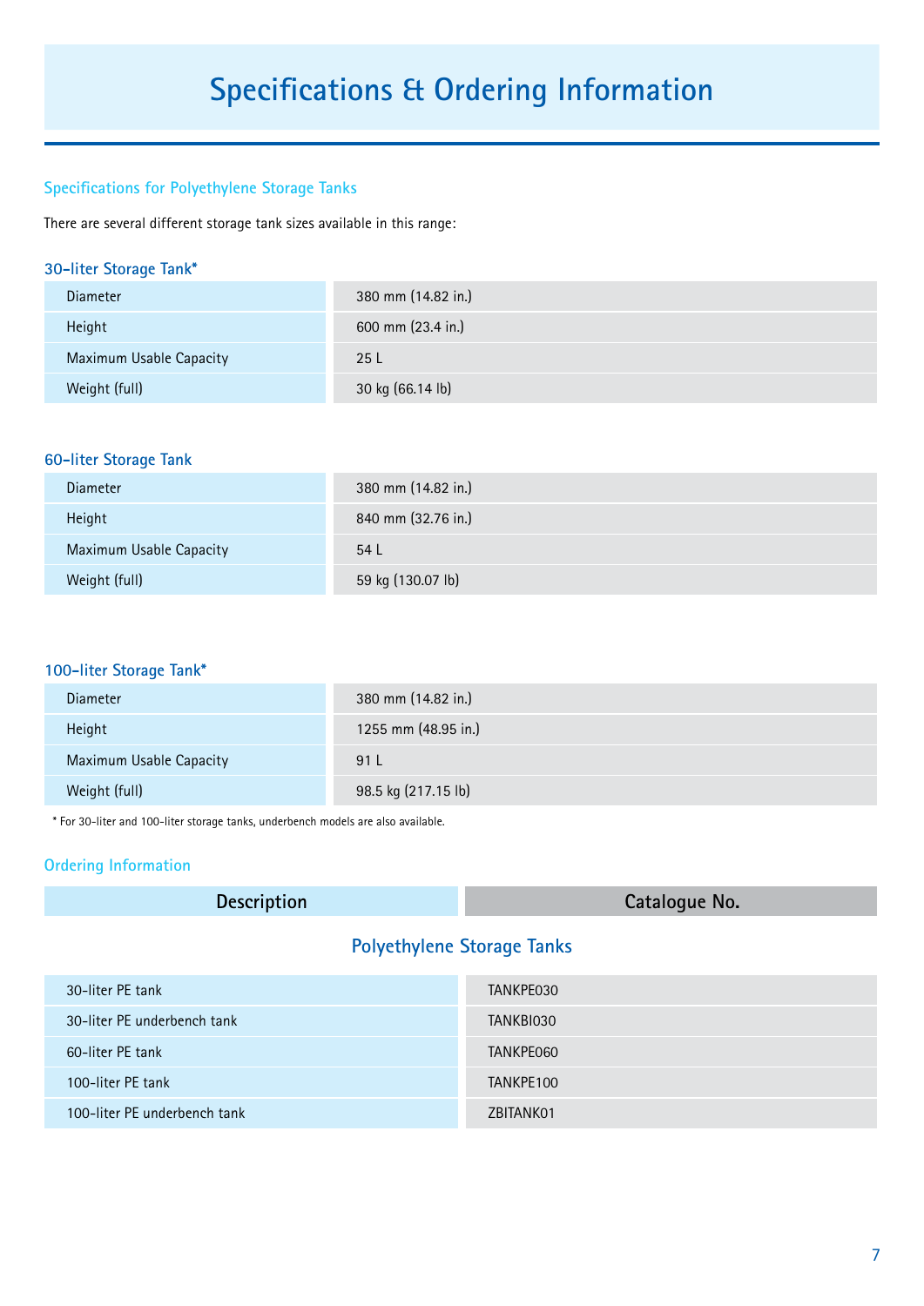# Specifications & Ordering Information

## Specifications for Polyethylene Storage Tanks

There are several different storage tank sizes available in this range:

### 30-liter Storage Tank*

| | |
|---|---|
| Diameter | 380 mm (14.82 in.) |
| Height | 600 mm (23.4 in.) |
| Maximum Usable Capacity | 25 L |
| Weight (full) | 30 kg (66.14 lb) |

### 60-liter Storage Tank

| | |
|---|---|
| Diameter | 380 mm (14.82 in.) |
| Height | 840 mm (32.76 in.) |
| Maximum Usable Capacity | 54 L |
| Weight (full) | 59 kg (130.07 lb) |

### 100-liter Storage Tank*

| | |
|---|---|
| Diameter | 380 mm (14.82 in.) |
| Height | 1255 mm (48.95 in.) |
| Maximum Usable Capacity | 91 L |
| Weight (full) | 98.5 kg (217.15 lb) |

* For 30-liter and 100-liter storage tanks, underbench models are also available.

## Ordering Information

| Description | Catalogue No. |
|---|---|
| **Polyethylene Storage Tanks** | |
| 30-liter PE tank | TANKPE030 |
| 30-liter PE underbench tank | TANKBI030 |
| 60-liter PE tank | TANKPE060 |
| 100-liter PE tank | TANKPE100 |
| 100-liter PE underbench tank | ZBITANK01 |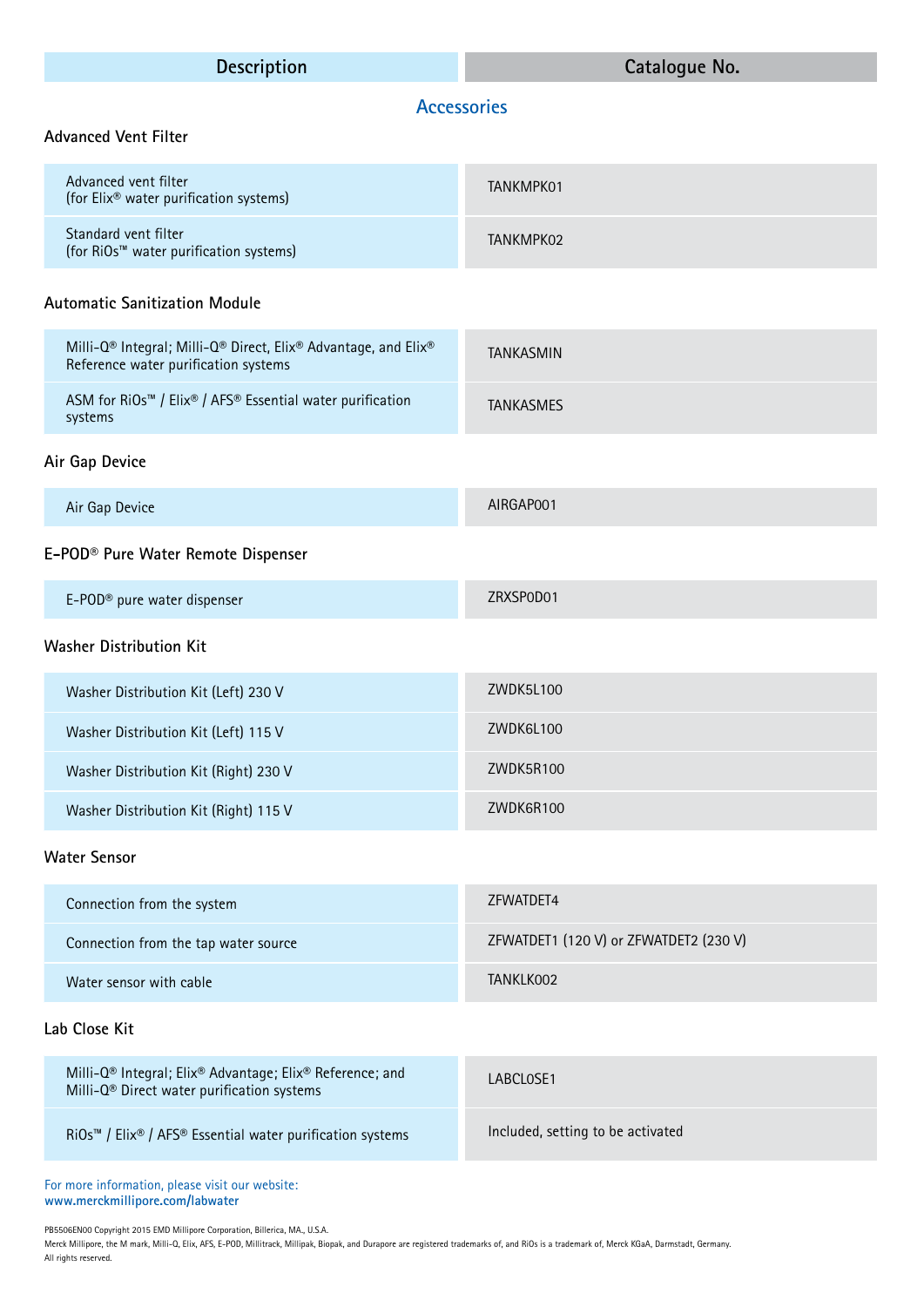| Description | Catalogue No. |
|---|---|

## Accessories

### Advanced Vent Filter

| Description | Catalogue No. |
|---|---|
| Advanced vent filter (for Elix® water purification systems) | TANKMPK01 |
| Standard vent filter (for RiOs™ water purification systems) | TANKMPK02 |

### Automatic Sanitization Module

| Description | Catalogue No. |
|---|---|
| Milli-Q® Integral; Milli-Q® Direct, Elix® Advantage, and Elix® Reference water purification systems | TANKASMIN |
| ASM for RiOs™ / Elix® / AFS® Essential water purification systems | TANKASMES |

### Air Gap Device

| Description | Catalogue No. |
|---|---|
| Air Gap Device | AIRGAP001 |

### E-POD® Pure Water Remote Dispenser

| Description | Catalogue No. |
|---|---|
| E-POD® pure water dispenser | ZRXSPOD01 |

### Washer Distribution Kit

| Description | Catalogue No. |
|---|---|
| Washer Distribution Kit (Left) 230 V | ZWDK5L100 |
| Washer Distribution Kit (Left) 115 V | ZWDK6L100 |
| Washer Distribution Kit (Right) 230 V | ZWDK5R100 |
| Washer Distribution Kit (Right) 115 V | ZWDK6R100 |

### Water Sensor

| Description | Catalogue No. |
|---|---|
| Connection from the system | ZFWATDET4 |
| Connection from the tap water source | ZFWATDET1 (120 V) or ZFWATDET2 (230 V) |
| Water sensor with cable | TANKLK002 |

### Lab Close Kit

| Description | Catalogue No. |
|---|---|
| Milli-Q® Integral; Elix® Advantage; Elix® Reference; and Milli-Q® Direct water purification systems | LABCLOSE1 |
| RiOs™ / Elix® / AFS® Essential water purification systems | Included, setting to be activated |

For more information, please visit our website:
**www.merckmillipore.com/labwater**

PB5506EN00 Copyright 2015 EMD Millipore Corporation, Billerica, MA., U.S.A.
Merck Millipore, the M mark, Milli-Q, Elix, AFS, E-POD, Millitrack, Millipak, Biopak, and Durapore are registered trademarks of, and RiOs is a trademark of, Merck KGaA, Darmstadt, Germany.
All rights reserved.